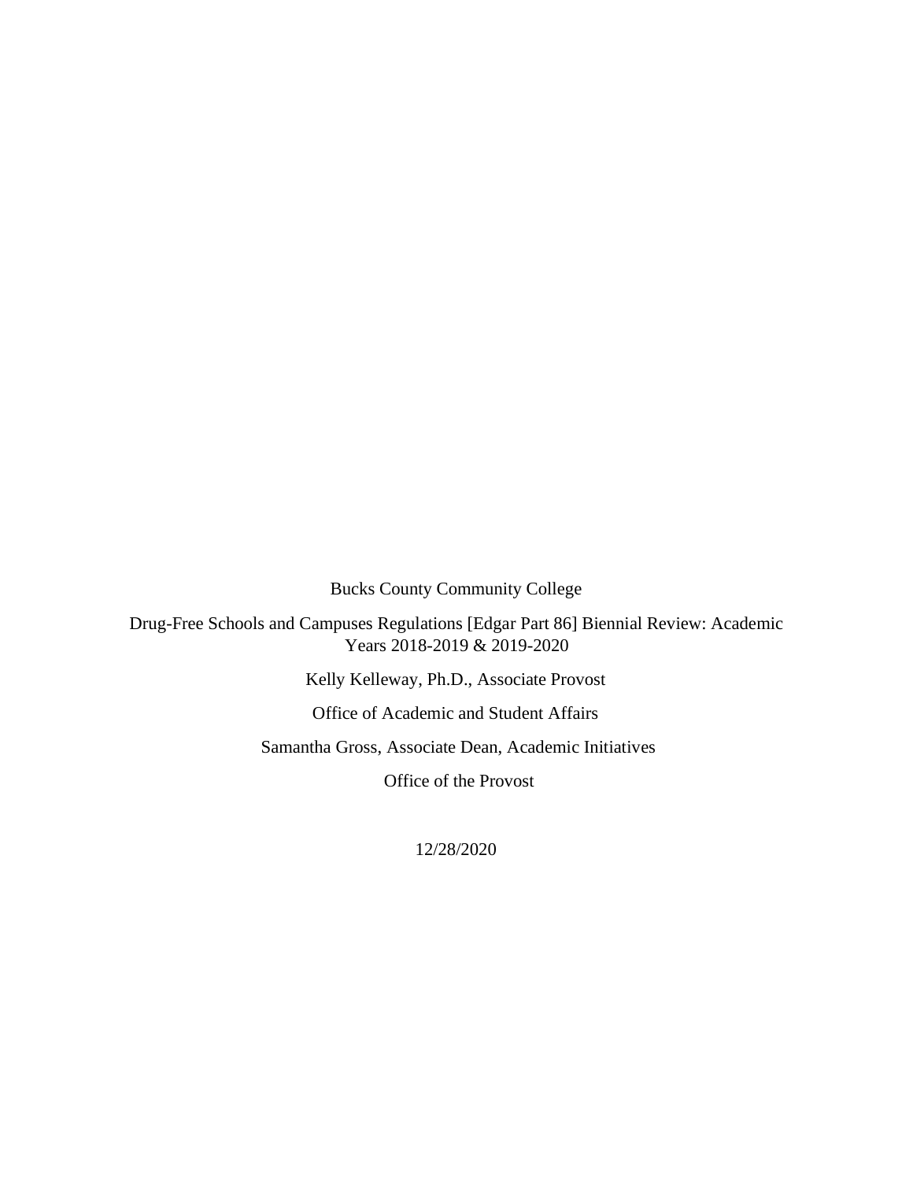Bucks County Community College

Drug-Free Schools and Campuses Regulations [Edgar Part 86] Biennial Review: Academic Years 2018-2019 & 2019-2020

Kelly Kelleway, Ph.D., Associate Provost

Office of Academic and Student Affairs

Samantha Gross, Associate Dean, Academic Initiatives

Office of the Provost

12/28/2020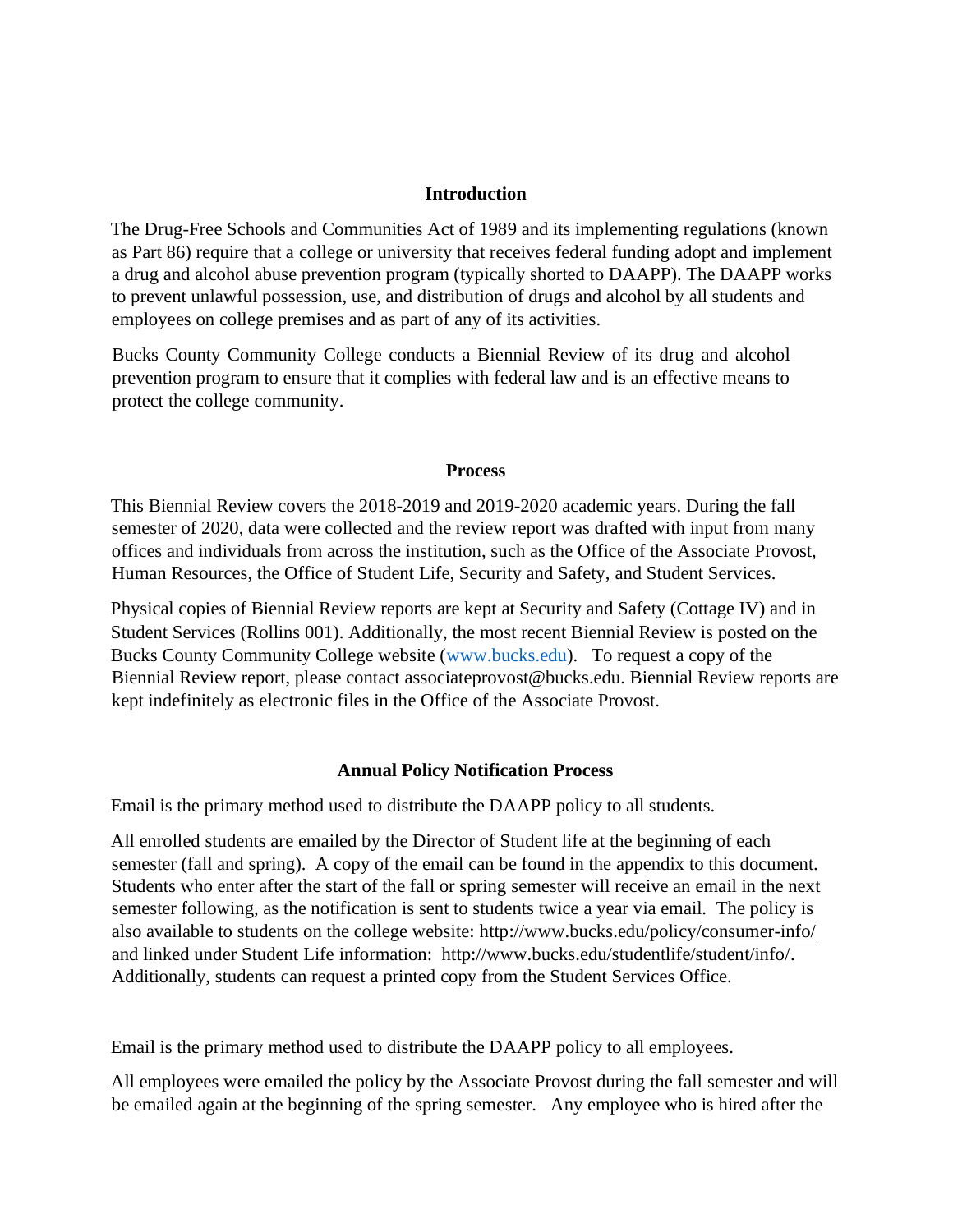## Introduction

The Drug-Free Schools and Communities Act of 1989 and its implementing regulations (known as Part 86) require that a college or university that receives federal funding adopt and implement a drug and alcohol abuse prevention program (typically shorted to DAAPP). The DAAPP works to prevent unlawful possession, use, and distribution of drugs and alcohol by all students and employees on college premises and as part of any of its activities.

Bucks County Community College conducts a Biennial Review of its drug and alcohol prevention program to ensure that it complies with federal law and is an effective means to protect the college community.

## Process

This Biennial Review covers the 2018-2019 and 2019-2020 academic years. During the fall semester of 2020, data were collected and the review report was drafted with input from many offices and individuals from across the institution, such as the Office of the Associate Provost, Human Resources, the Office of Student Life, Security and Safety, and Student Services.

Physical copies of Biennial Review reports are kept at Security and Safety (Cottage IV) and in Student Services (Rollins 001). Additionally, the most recent Biennial Review is posted on the Bucks County Community College website (www.bucks.edu). To request a copy of the Biennial Review report, please contact associateprovost@bucks.edu. Biennial Review reports are kept indefinitely as electronic files in the Office of the Associate Provost.

## Annual Policy Notification Process

Email is the primary method used to distribute the DAAPP policy to all students.

All enrolled students are emailed by the Director of Student life at the beginning of each semester (fall and spring). A copy of the email can be found in the appendix to this document. Students who enter after the start of the fall or spring semester will receive an email in the next semester following, as the notification is sent to students twice a year via email. The policy is also available to students on the college website: http://www.bucks.edu/policy/consumer-info/ and linked under Student Life information: http://www.bucks.edu/studentlife/student/info/. Additionally, students can request a printed copy from the Student Services Office.

Email is the primary method used to distribute the DAAPP policy to all employees.

All employees were emailed the policy by the Associate Provost during the fall semester and will be emailed again at the beginning of the spring semester. Any employee who is hired after the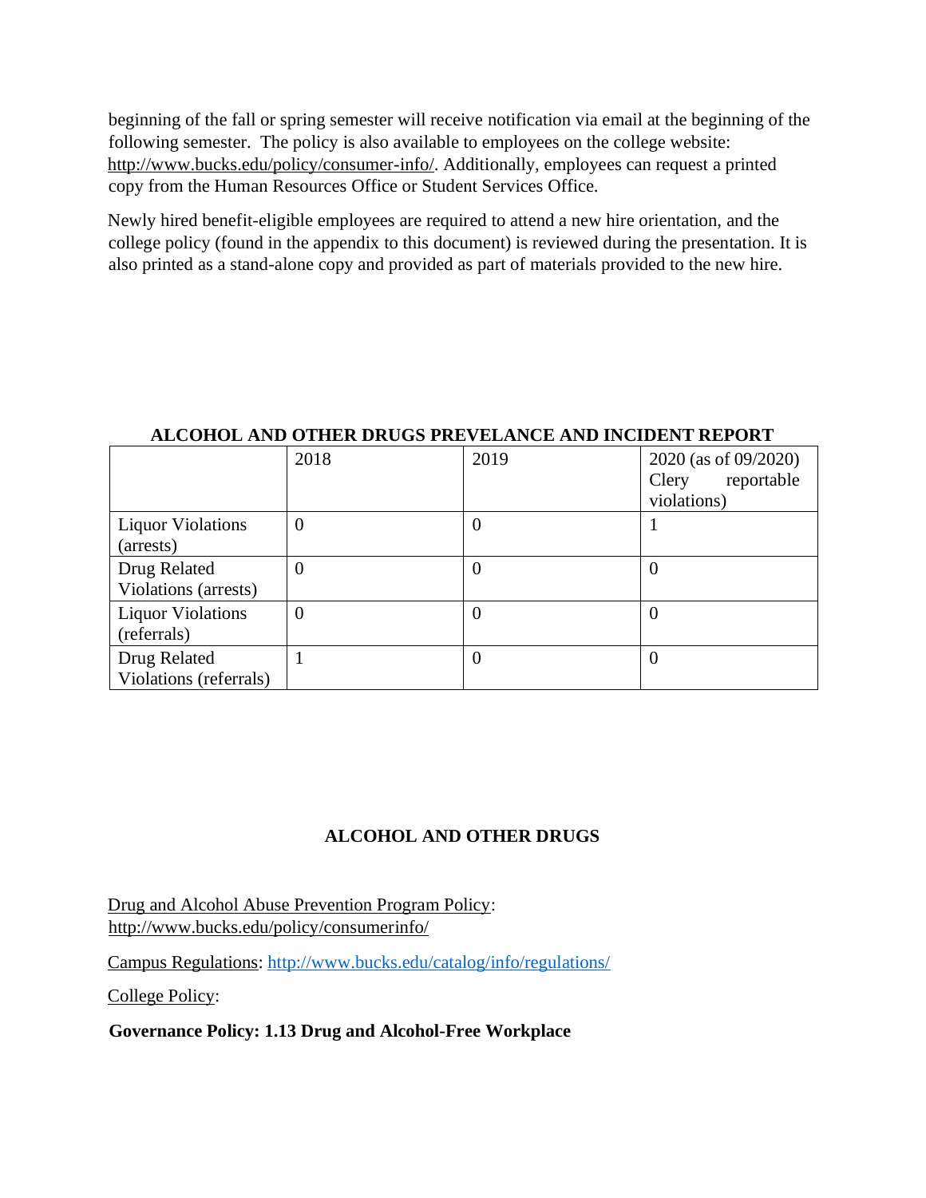beginning of the fall or spring semester will receive notification via email at the beginning of the following semester. The policy is also available to employees on the college website: http://www.bucks.edu/policy/consumer-info/. Additionally, employees can request a printed copy from the Human Resources Office or Student Services Office.

Newly hired benefit-eligible employees are required to attend a new hire orientation, and the college policy (found in the appendix to this document) is reviewed during the presentation. It is also printed as a stand-alone copy and provided as part of materials provided to the new hire.

**ALCOHOL AND OTHER DRUGS PREVELANCE AND INCIDENT REPORT**

| | 2018 | 2019 | 2020 (as of 09/2020) Clery reportable violations) |
|---|---|---|---|
| Liquor Violations (arrests) | 0 | 0 | 1 |
| Drug Related Violations (arrests) | 0 | 0 | 0 |
| Liquor Violations (referrals) | 0 | 0 | 0 |
| Drug Related Violations (referrals) | 1 | 0 | 0 |

## ALCOHOL AND OTHER DRUGS

Drug and Alcohol Abuse Prevention Program Policy: http://www.bucks.edu/policy/consumerinfo/

Campus Regulations: http://www.bucks.edu/catalog/info/regulations/

College Policy:

**Governance Policy: 1.13 Drug and Alcohol-Free Workplace**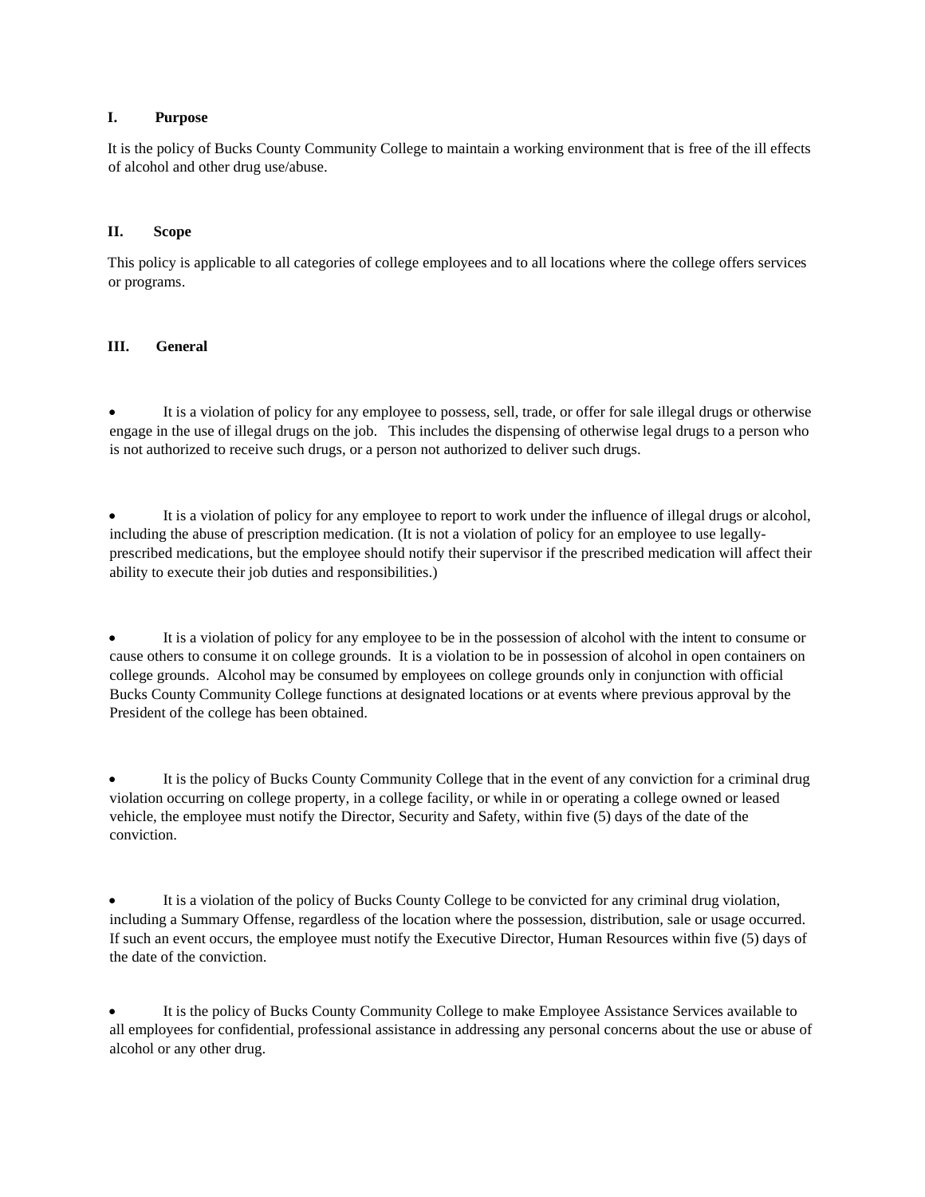## I. Purpose

It is the policy of Bucks County Community College to maintain a working environment that is free of the ill effects of alcohol and other drug use/abuse.

## II. Scope

This policy is applicable to all categories of college employees and to all locations where the college offers services or programs.

## III. General

- It is a violation of policy for any employee to possess, sell, trade, or offer for sale illegal drugs or otherwise engage in the use of illegal drugs on the job. This includes the dispensing of otherwise legal drugs to a person who is not authorized to receive such drugs, or a person not authorized to deliver such drugs.

- It is a violation of policy for any employee to report to work under the influence of illegal drugs or alcohol, including the abuse of prescription medication. (It is not a violation of policy for an employee to use legally-prescribed medications, but the employee should notify their supervisor if the prescribed medication will affect their ability to execute their job duties and responsibilities.)

- It is a violation of policy for any employee to be in the possession of alcohol with the intent to consume or cause others to consume it on college grounds. It is a violation to be in possession of alcohol in open containers on college grounds. Alcohol may be consumed by employees on college grounds only in conjunction with official Bucks County Community College functions at designated locations or at events where previous approval by the President of the college has been obtained.

- It is the policy of Bucks County Community College that in the event of any conviction for a criminal drug violation occurring on college property, in a college facility, or while in or operating a college owned or leased vehicle, the employee must notify the Director, Security and Safety, within five (5) days of the date of the conviction.

- It is a violation of the policy of Bucks County College to be convicted for any criminal drug violation, including a Summary Offense, regardless of the location where the possession, distribution, sale or usage occurred. If such an event occurs, the employee must notify the Executive Director, Human Resources within five (5) days of the date of the conviction.

- It is the policy of Bucks County Community College to make Employee Assistance Services available to all employees for confidential, professional assistance in addressing any personal concerns about the use or abuse of alcohol or any other drug.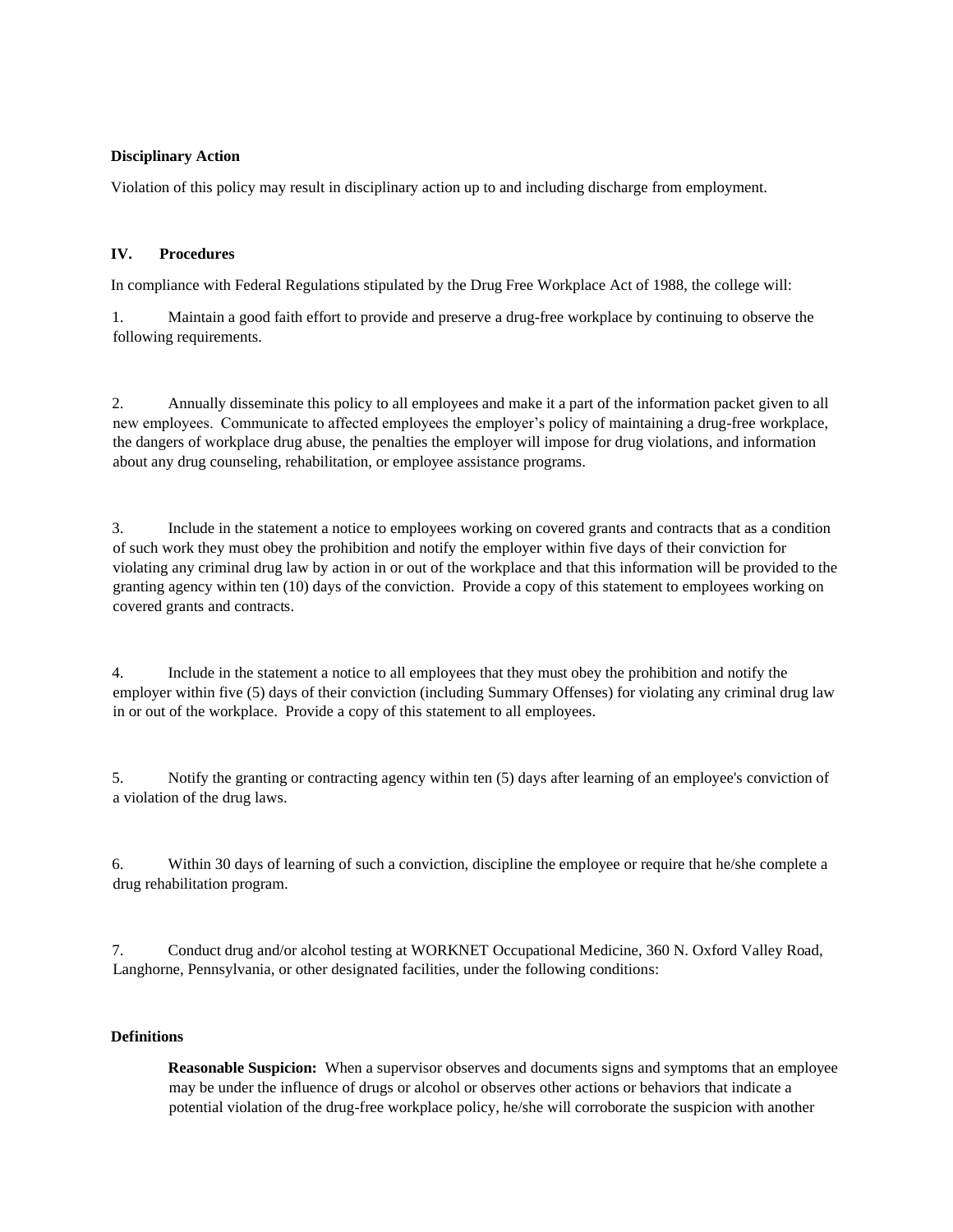**Disciplinary Action**

Violation of this policy may result in disciplinary action up to and including discharge from employment.

## IV. Procedures

In compliance with Federal Regulations stipulated by the Drug Free Workplace Act of 1988, the college will:

1. Maintain a good faith effort to provide and preserve a drug-free workplace by continuing to observe the following requirements.

2. Annually disseminate this policy to all employees and make it a part of the information packet given to all new employees. Communicate to affected employees the employer's policy of maintaining a drug-free workplace, the dangers of workplace drug abuse, the penalties the employer will impose for drug violations, and information about any drug counseling, rehabilitation, or employee assistance programs.

3. Include in the statement a notice to employees working on covered grants and contracts that as a condition of such work they must obey the prohibition and notify the employer within five days of their conviction for violating any criminal drug law by action in or out of the workplace and that this information will be provided to the granting agency within ten (10) days of the conviction. Provide a copy of this statement to employees working on covered grants and contracts.

4. Include in the statement a notice to all employees that they must obey the prohibition and notify the employer within five (5) days of their conviction (including Summary Offenses) for violating any criminal drug law in or out of the workplace. Provide a copy of this statement to all employees.

5. Notify the granting or contracting agency within ten (5) days after learning of an employee's conviction of a violation of the drug laws.

6. Within 30 days of learning of such a conviction, discipline the employee or require that he/she complete a drug rehabilitation program.

7. Conduct drug and/or alcohol testing at WORKNET Occupational Medicine, 360 N. Oxford Valley Road, Langhorne, Pennsylvania, or other designated facilities, under the following conditions:

**Definitions**

**Reasonable Suspicion:** When a supervisor observes and documents signs and symptoms that an employee may be under the influence of drugs or alcohol or observes other actions or behaviors that indicate a potential violation of the drug-free workplace policy, he/she will corroborate the suspicion with another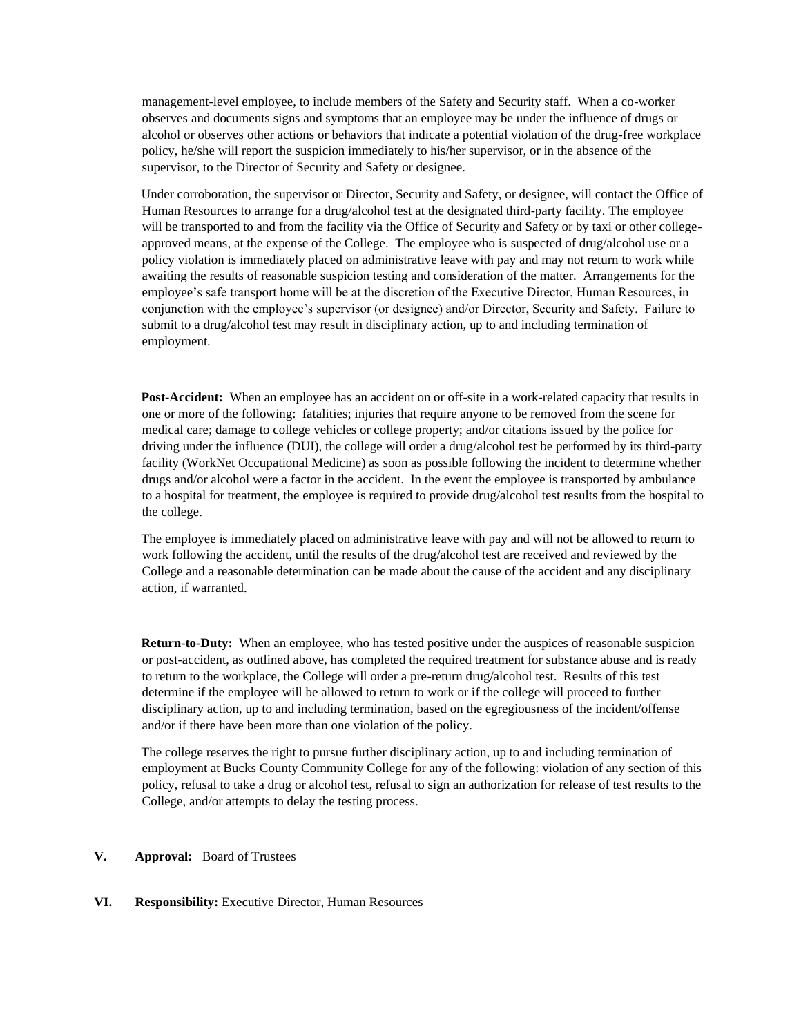management-level employee, to include members of the Safety and Security staff. When a co-worker observes and documents signs and symptoms that an employee may be under the influence of drugs or alcohol or observes other actions or behaviors that indicate a potential violation of the drug-free workplace policy, he/she will report the suspicion immediately to his/her supervisor, or in the absence of the supervisor, to the Director of Security and Safety or designee.

Under corroboration, the supervisor or Director, Security and Safety, or designee, will contact the Office of Human Resources to arrange for a drug/alcohol test at the designated third-party facility. The employee will be transported to and from the facility via the Office of Security and Safety or by taxi or other college-approved means, at the expense of the College. The employee who is suspected of drug/alcohol use or a policy violation is immediately placed on administrative leave with pay and may not return to work while awaiting the results of reasonable suspicion testing and consideration of the matter. Arrangements for the employee's safe transport home will be at the discretion of the Executive Director, Human Resources, in conjunction with the employee's supervisor (or designee) and/or Director, Security and Safety. Failure to submit to a drug/alcohol test may result in disciplinary action, up to and including termination of employment.

**Post-Accident:** When an employee has an accident on or off-site in a work-related capacity that results in one or more of the following: fatalities; injuries that require anyone to be removed from the scene for medical care; damage to college vehicles or college property; and/or citations issued by the police for driving under the influence (DUI), the college will order a drug/alcohol test be performed by its third-party facility (WorkNet Occupational Medicine) as soon as possible following the incident to determine whether drugs and/or alcohol were a factor in the accident. In the event the employee is transported by ambulance to a hospital for treatment, the employee is required to provide drug/alcohol test results from the hospital to the college.

The employee is immediately placed on administrative leave with pay and will not be allowed to return to work following the accident, until the results of the drug/alcohol test are received and reviewed by the College and a reasonable determination can be made about the cause of the accident and any disciplinary action, if warranted.

**Return-to-Duty:** When an employee, who has tested positive under the auspices of reasonable suspicion or post-accident, as outlined above, has completed the required treatment for substance abuse and is ready to return to the workplace, the College will order a pre-return drug/alcohol test. Results of this test determine if the employee will be allowed to return to work or if the college will proceed to further disciplinary action, up to and including termination, based on the egregiousness of the incident/offense and/or if there have been more than one violation of the policy.

The college reserves the right to pursue further disciplinary action, up to and including termination of employment at Bucks County Community College for any of the following: violation of any section of this policy, refusal to take a drug or alcohol test, refusal to sign an authorization for release of test results to the College, and/or attempts to delay the testing process.

**V. Approval:** Board of Trustees

**VI. Responsibility:** Executive Director, Human Resources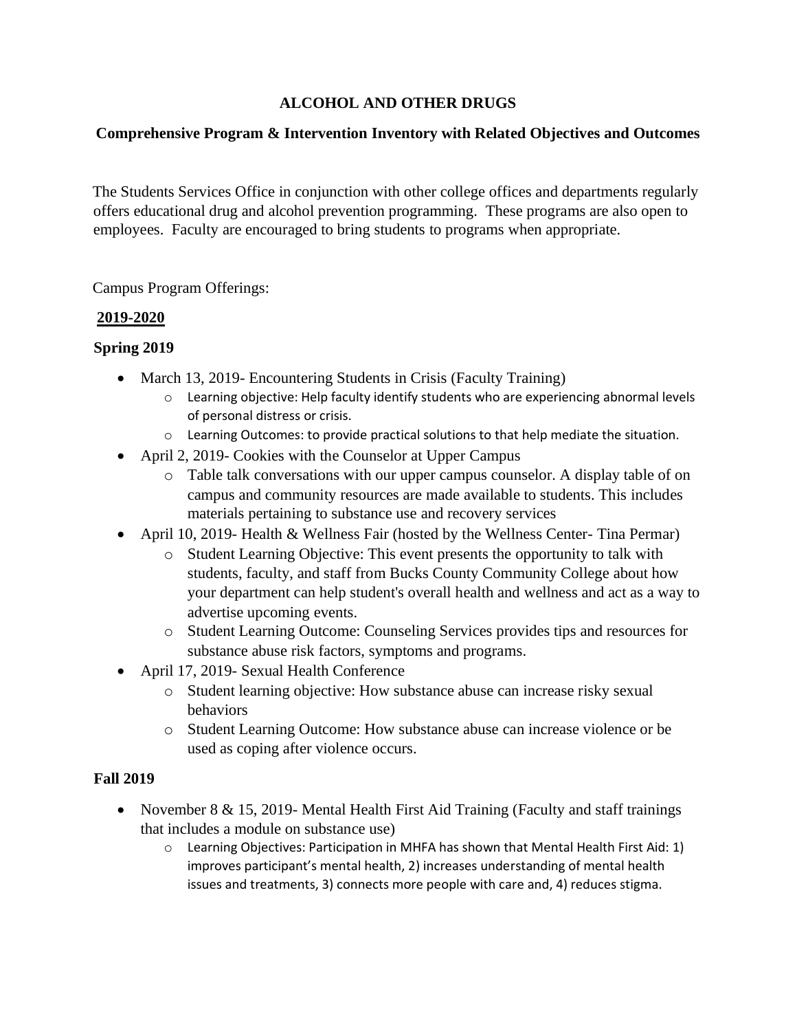**ALCOHOL AND OTHER DRUGS**

**Comprehensive Program & Intervention Inventory with Related Objectives and Outcomes**

The Students Services Office in conjunction with other college offices and departments regularly offers educational drug and alcohol prevention programming. These programs are also open to employees. Faculty are encouraged to bring students to programs when appropriate.

Campus Program Offerings:

**2019-2020**

**Spring 2019**

- March 13, 2019- Encountering Students in Crisis (Faculty Training)
  - Learning objective: Help faculty identify students who are experiencing abnormal levels of personal distress or crisis.
  - Learning Outcomes: to provide practical solutions to that help mediate the situation.
- April 2, 2019- Cookies with the Counselor at Upper Campus
  - Table talk conversations with our upper campus counselor. A display table of on campus and community resources are made available to students. This includes materials pertaining to substance use and recovery services
- April 10, 2019- Health & Wellness Fair (hosted by the Wellness Center- Tina Permar)
  - Student Learning Objective: This event presents the opportunity to talk with students, faculty, and staff from Bucks County Community College about how your department can help student's overall health and wellness and act as a way to advertise upcoming events.
  - Student Learning Outcome: Counseling Services provides tips and resources for substance abuse risk factors, symptoms and programs.
- April 17, 2019- Sexual Health Conference
  - Student learning objective: How substance abuse can increase risky sexual behaviors
  - Student Learning Outcome: How substance abuse can increase violence or be used as coping after violence occurs.

**Fall 2019**

- November 8 & 15, 2019- Mental Health First Aid Training (Faculty and staff trainings that includes a module on substance use)
  - Learning Objectives: Participation in MHFA has shown that Mental Health First Aid: 1) improves participant's mental health, 2) increases understanding of mental health issues and treatments, 3) connects more people with care and, 4) reduces stigma.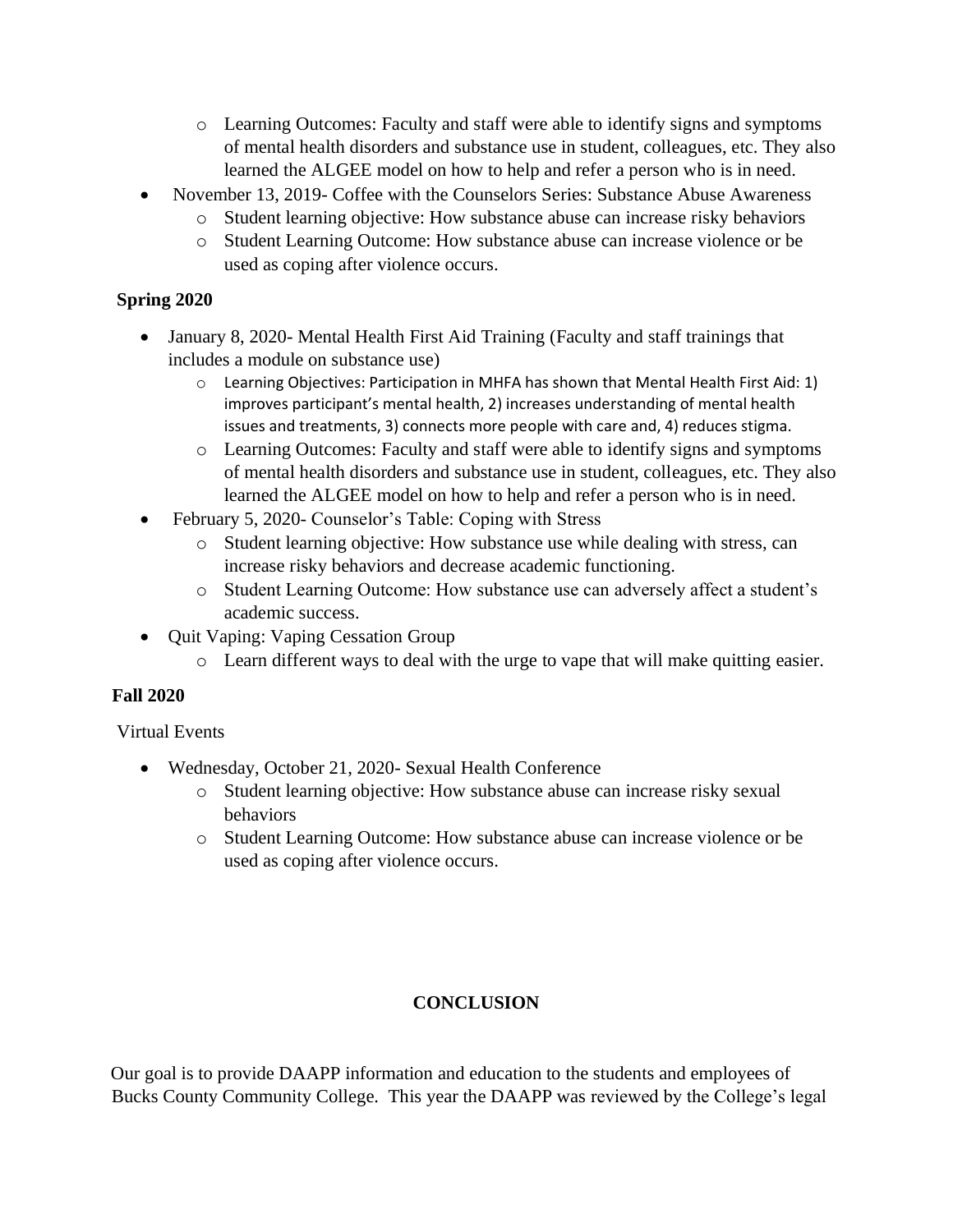- Learning Outcomes: Faculty and staff were able to identify signs and symptoms of mental health disorders and substance use in student, colleagues, etc. They also learned the ALGEE model on how to help and refer a person who is in need.
- November 13, 2019- Coffee with the Counselors Series: Substance Abuse Awareness
  - Student learning objective: How substance abuse can increase risky behaviors
  - Student Learning Outcome: How substance abuse can increase violence or be used as coping after violence occurs.

**Spring 2020**

- January 8, 2020- Mental Health First Aid Training (Faculty and staff trainings that includes a module on substance use)
  - Learning Objectives: Participation in MHFA has shown that Mental Health First Aid: 1) improves participant's mental health, 2) increases understanding of mental health issues and treatments, 3) connects more people with care and, 4) reduces stigma.
  - Learning Outcomes: Faculty and staff were able to identify signs and symptoms of mental health disorders and substance use in student, colleagues, etc. They also learned the ALGEE model on how to help and refer a person who is in need.
- February 5, 2020- Counselor's Table: Coping with Stress
  - Student learning objective: How substance use while dealing with stress, can increase risky behaviors and decrease academic functioning.
  - Student Learning Outcome: How substance use can adversely affect a student's academic success.
- Quit Vaping: Vaping Cessation Group
  - Learn different ways to deal with the urge to vape that will make quitting easier.

**Fall 2020**

Virtual Events

- Wednesday, October 21, 2020- Sexual Health Conference
  - Student learning objective: How substance abuse can increase risky sexual behaviors
  - Student Learning Outcome: How substance abuse can increase violence or be used as coping after violence occurs.

## CONCLUSION

Our goal is to provide DAAPP information and education to the students and employees of Bucks County Community College. This year the DAAPP was reviewed by the College's legal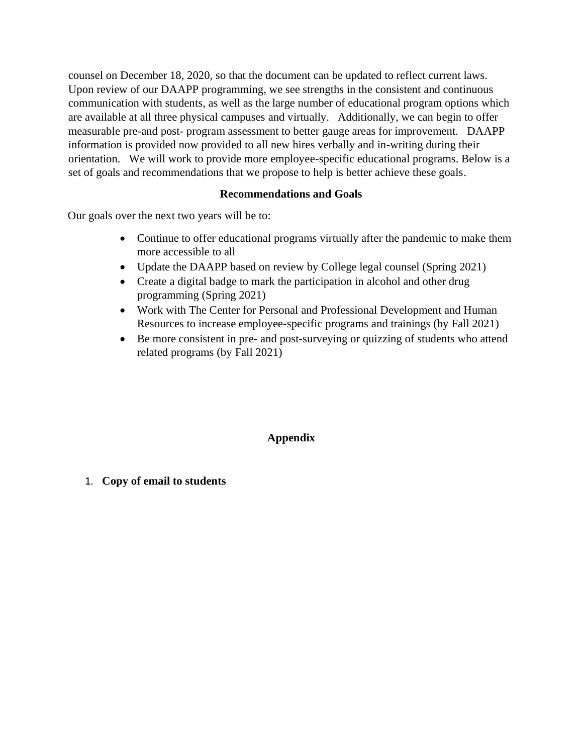counsel on December 18, 2020, so that the document can be updated to reflect current laws. Upon review of our DAAPP programming, we see strengths in the consistent and continuous communication with students, as well as the large number of educational program options which are available at all three physical campuses and virtually. Additionally, we can begin to offer measurable pre-and post- program assessment to better gauge areas for improvement. DAAPP information is provided now provided to all new hires verbally and in-writing during their orientation. We will work to provide more employee-specific educational programs. Below is a set of goals and recommendations that we propose to help is better achieve these goals.

## Recommendations and Goals

Our goals over the next two years will be to:

- Continue to offer educational programs virtually after the pandemic to make them more accessible to all
- Update the DAAPP based on review by College legal counsel (Spring 2021)
- Create a digital badge to mark the participation in alcohol and other drug programming (Spring 2021)
- Work with The Center for Personal and Professional Development and Human Resources to increase employee-specific programs and trainings (by Fall 2021)
- Be more consistent in pre- and post-surveying or quizzing of students who attend related programs (by Fall 2021)

## Appendix

1. **Copy of email to students**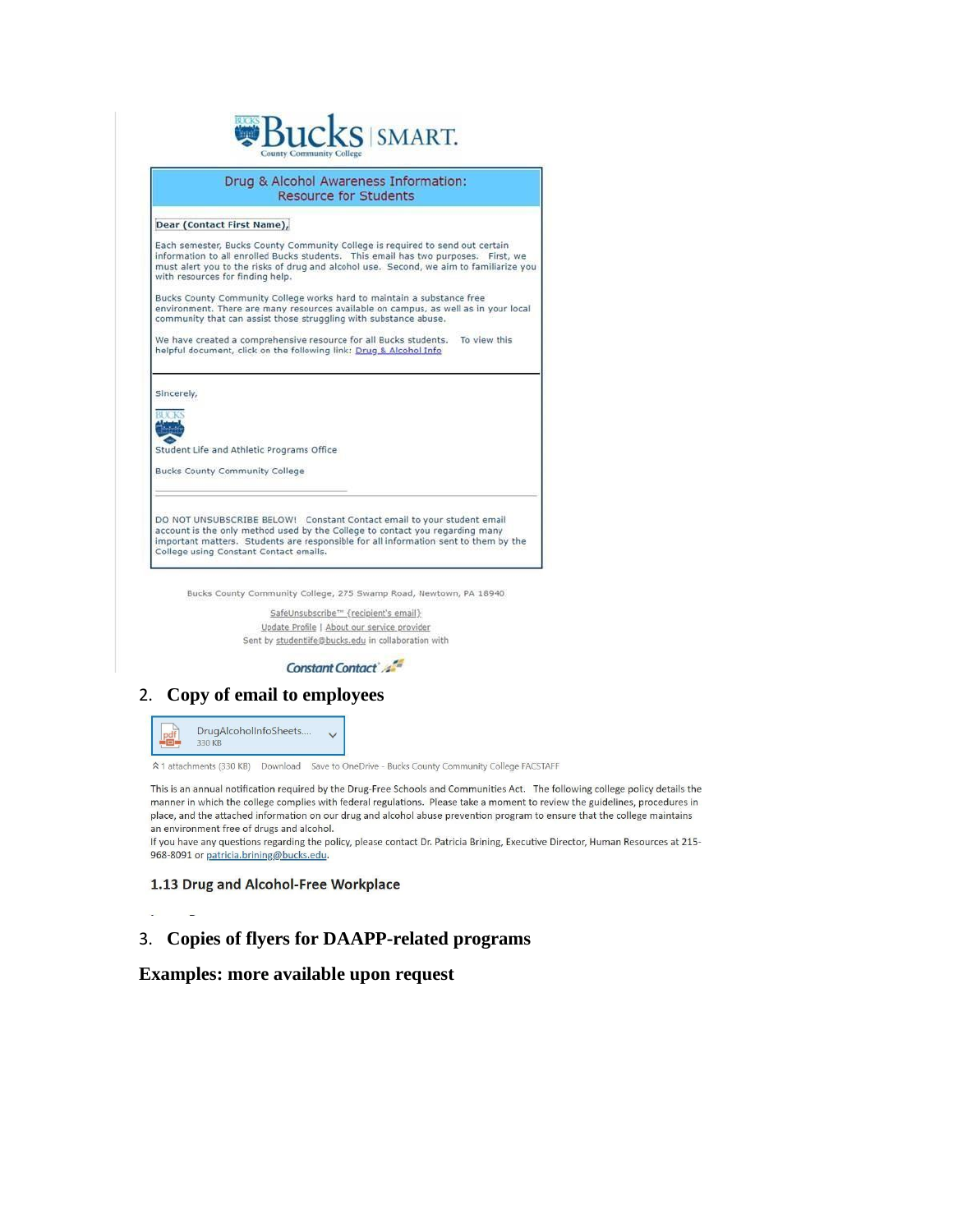Bucks | SMART.
County Community College

**Drug & Alcohol Awareness Information: Resource for Students**

Dear (Contact First Name),

Each semester, Bucks County Community College is required to send out certain information to all enrolled Bucks students. This email has two purposes. First, we must alert you to the risks of drug and alcohol use. Second, we aim to familiarize you with resources for finding help.

Bucks County Community College works hard to maintain a substance free environment. There are many resources available on campus, as well as in your local community that can assist those struggling with substance abuse.

We have created a comprehensive resource for all Bucks students. To view this helpful document, click on the following link: Drug & Alcohol Info

Sincerely,

Student Life and Athletic Programs Office

Bucks County Community College

DO NOT UNSUBSCRIBE BELOW! Constant Contact email to your student email account is the only method used by the College to contact you regarding many important matters. Students are responsible for all information sent to them by the College using Constant Contact emails.

Bucks County Community College, 275 Swamp Road, Newtown, PA 18940

SafeUnsubscribe™ {recipient's email}

Update Profile | About our service provider

Sent by studentlife@bucks.edu in collaboration with

Constant Contact

2. **Copy of email to employees**

DrugAlcoholInfoSheets....
330 KB

1 attachments (330 KB) Download Save to OneDrive - Bucks County Community College FACSTAFF

This is an annual notification required by the Drug-Free Schools and Communities Act. The following college policy details the manner in which the college complies with federal regulations. Please take a moment to review the guidelines, procedures in place, and the attached information on our drug and alcohol abuse prevention program to ensure that the college maintains an environment free of drugs and alcohol.

If you have any questions regarding the policy, please contact Dr. Patricia Brining, Executive Director, Human Resources at 215-968-8091 or patricia.brining@bucks.edu.

**1.13 Drug and Alcohol-Free Workplace**

3. **Copies of flyers for DAAPP-related programs**

**Examples: more available upon request**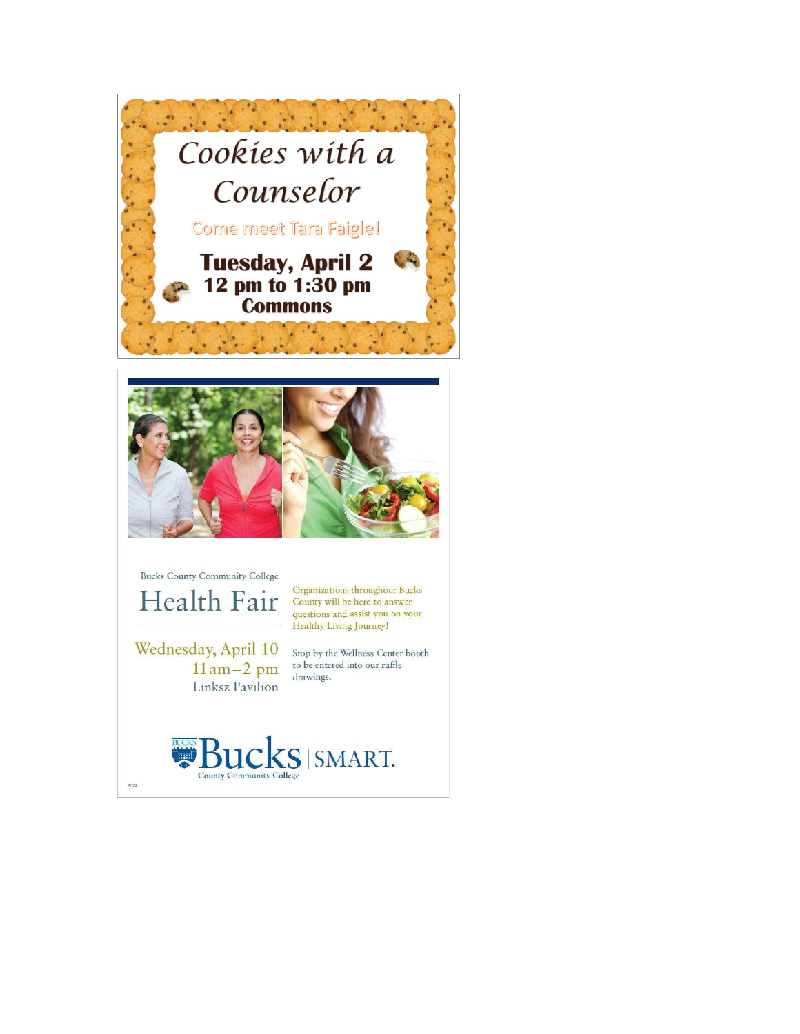# Cookies with a Counselor

Come meet Tara Faigle!

**Tuesday, April 2**
**12 pm to 1:30 pm**
**Commons**

Bucks County Community College

# Health Fair

Wednesday, April 10
11 am – 2 pm
Linksz Pavilion

Organizations throughout Bucks County will be here to answer questions and assist you on your Healthy Living Journey!

Stop by the Wellness Center booth to be entered into our raffle drawings.

Bucks County Community College | SMART.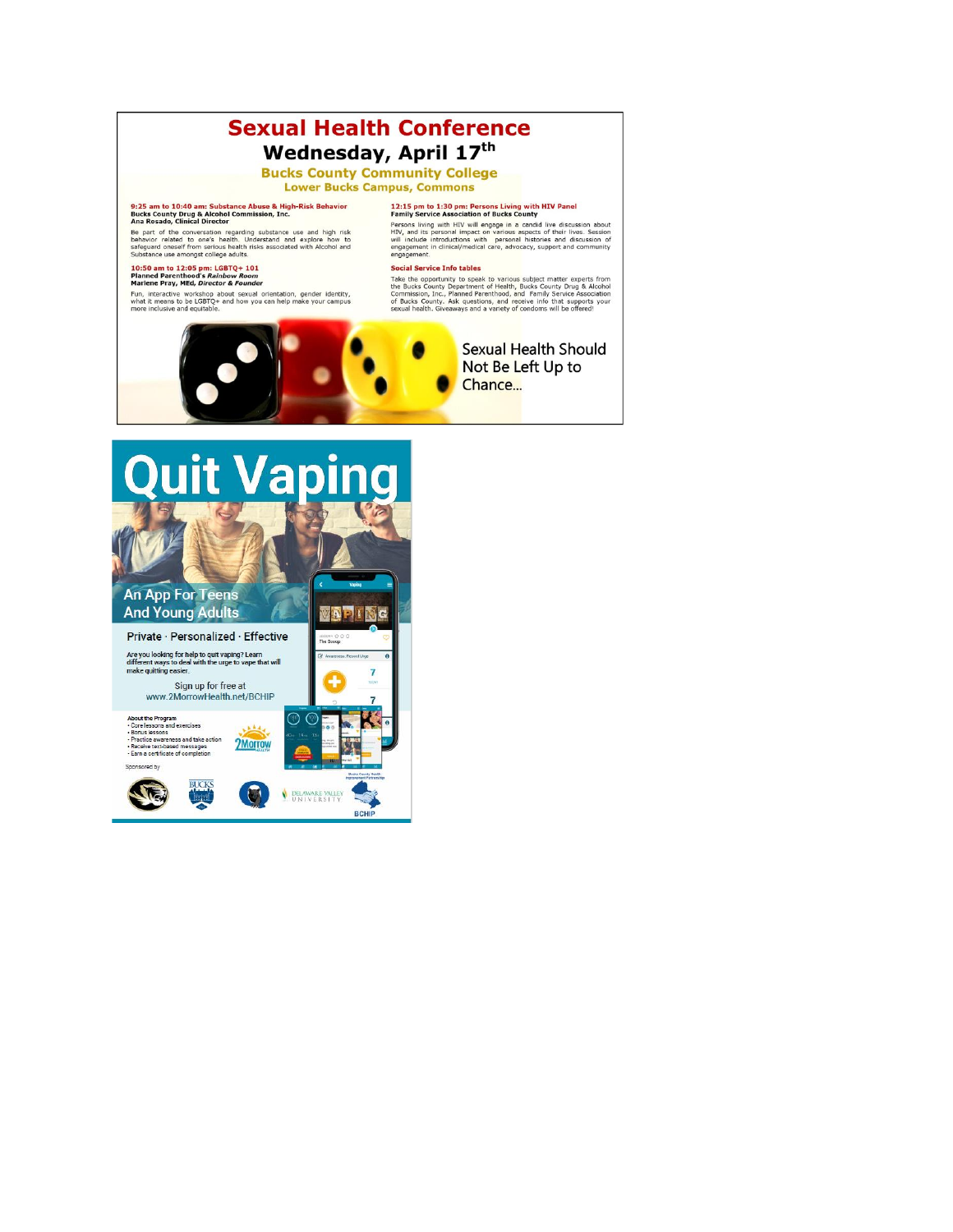# Sexual Health Conference

## Wednesday, April 17th

### Bucks County Community College
### Lower Bucks Campus, Commons

**9:25 am to 10:40 am: Substance Abuse & High-Risk Behavior**
**Bucks County Drug & Alcohol Commission, Inc.**
**Ana Rosado, Clinical Director**

Be part of the conversation regarding substance use and high risk behavior related to one's health. Understand and explore how to safeguard oneself from serious health risks associated with Alcohol and Substance use amongst college adults.

**10:50 am to 12:05 pm: LGBTQ+ 101**
**Planned Parenthood's *Rainbow Room***
**Marlene Pray, MEd, *Director & Founder***

Fun, interactive workshop about sexual orientation, gender identity, what it means to be LGBTQ+ and how you can help make your campus more inclusive and equitable.

**12:15 pm to 1:30 pm: Persons Living with HIV Panel**
**Family Service Association of Bucks County**

Persons living with HIV will engage in a candid live discussion about HIV, and its personal impact on various aspects of their lives. Session will include introductions with personal histories and discussion of engagement in clinical/medical care, advocacy, support and community engagement.

**Social Service Info tables**

Take the opportunity to speak to various subject matter experts from the Bucks County Department of Health, Bucks County Drug & Alcohol Commission, Inc., Planned Parenthood, and Family Service Association of Bucks County. Ask questions, and receive info that supports your sexual health. Giveaways and a variety of condoms will be offered!

Sexual Health Should Not Be Left Up to Chance...

# Quit Vaping

## An App For Teens And Young Adults

**Private · Personalized · Effective**

Are you looking for help to quit vaping? Learn different ways to deal with the urge to vape that will make quitting easier.

Sign up for free at
www.2MorrowHealth.net/BCHIP

**About the Program**
- Core lessons and exercises
- Bonus lessons
- Practice awareness and take action
- Receive text-based messages
- Earn a certificate of completion

2Morrow Health

Sponsored by

Bucks · Delaware Valley University · BCHIP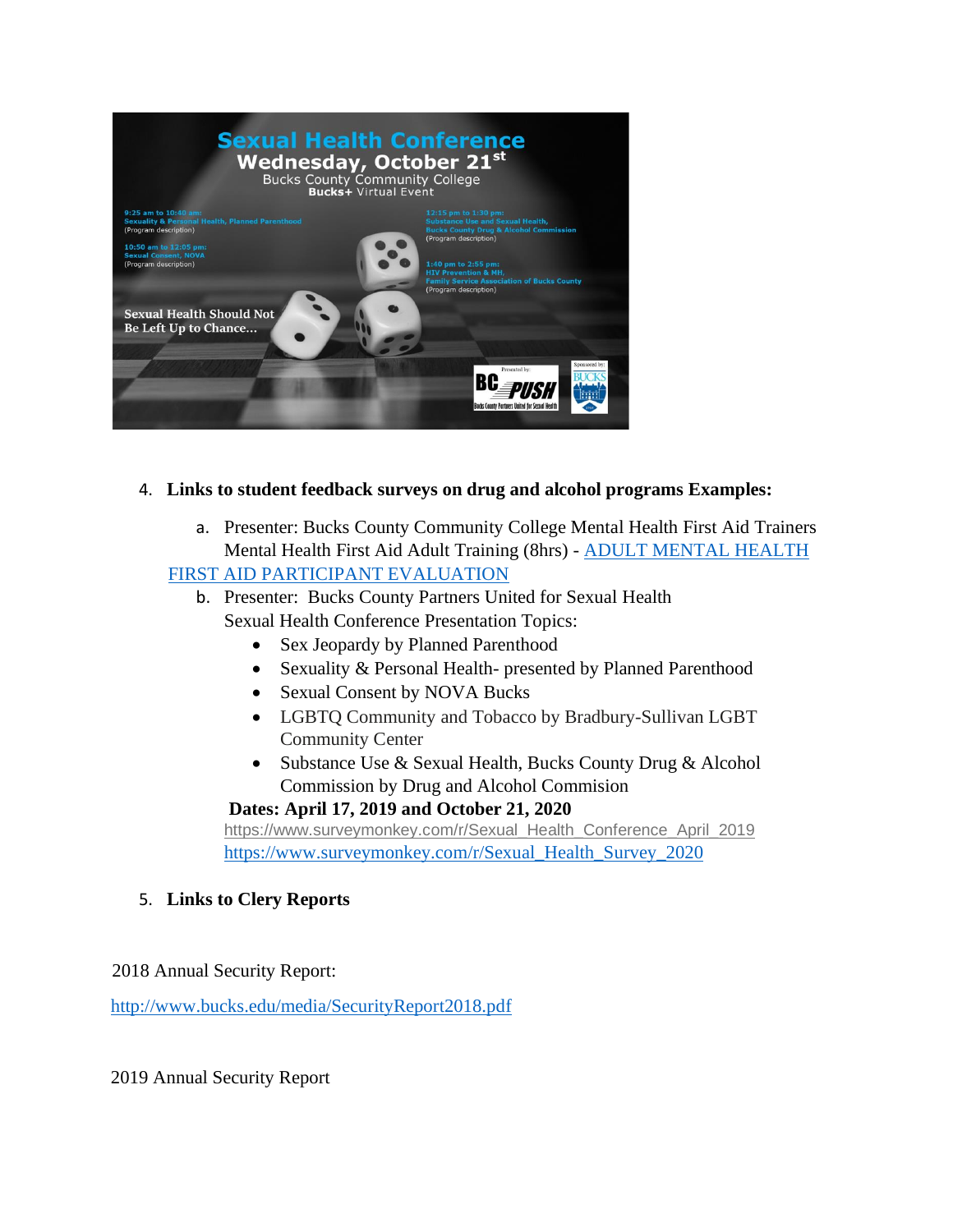4. **Links to student feedback surveys on drug and alcohol programs Examples:**

   a. Presenter: Bucks County Community College Mental Health First Aid Trainers
   Mental Health First Aid Adult Training (8hrs) - [ADULT MENTAL HEALTH FIRST AID PARTICIPANT EVALUATION]()

   b. Presenter: Bucks County Partners United for Sexual Health
   Sexual Health Conference Presentation Topics:
   - Sex Jeopardy by Planned Parenthood
   - Sexuality & Personal Health- presented by Planned Parenthood
   - Sexual Consent by NOVA Bucks
   - LGBTQ Community and Tobacco by Bradbury-Sullivan LGBT Community Center
   - Substance Use & Sexual Health, Bucks County Drug & Alcohol Commission by Drug and Alcohol Commision

   **Dates: April 17, 2019 and October 21, 2020**
   https://www.surveymonkey.com/r/Sexual_Health_Conference_April_2019
   https://www.surveymonkey.com/r/Sexual_Health_Survey_2020

5. **Links to Clery Reports**

2018 Annual Security Report:

http://www.bucks.edu/media/SecurityReport2018.pdf

2019 Annual Security Report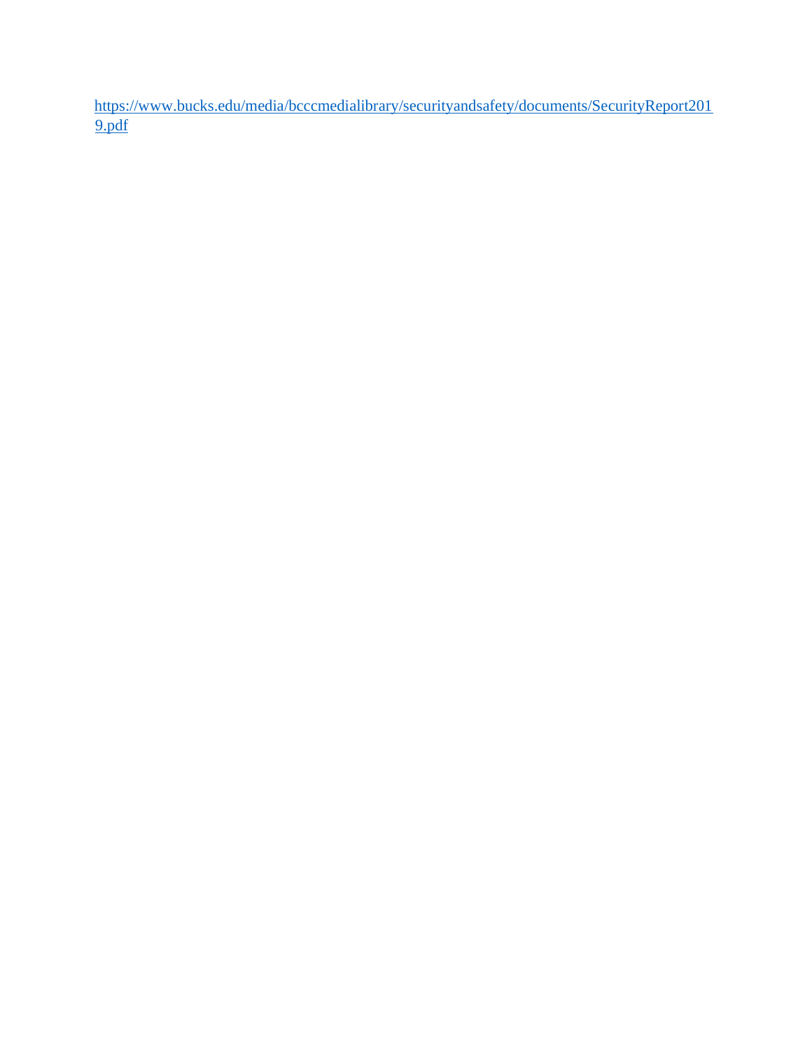https://www.bucks.edu/media/bcccmedialibrary/securityandsafety/documents/SecurityReport2019.pdf